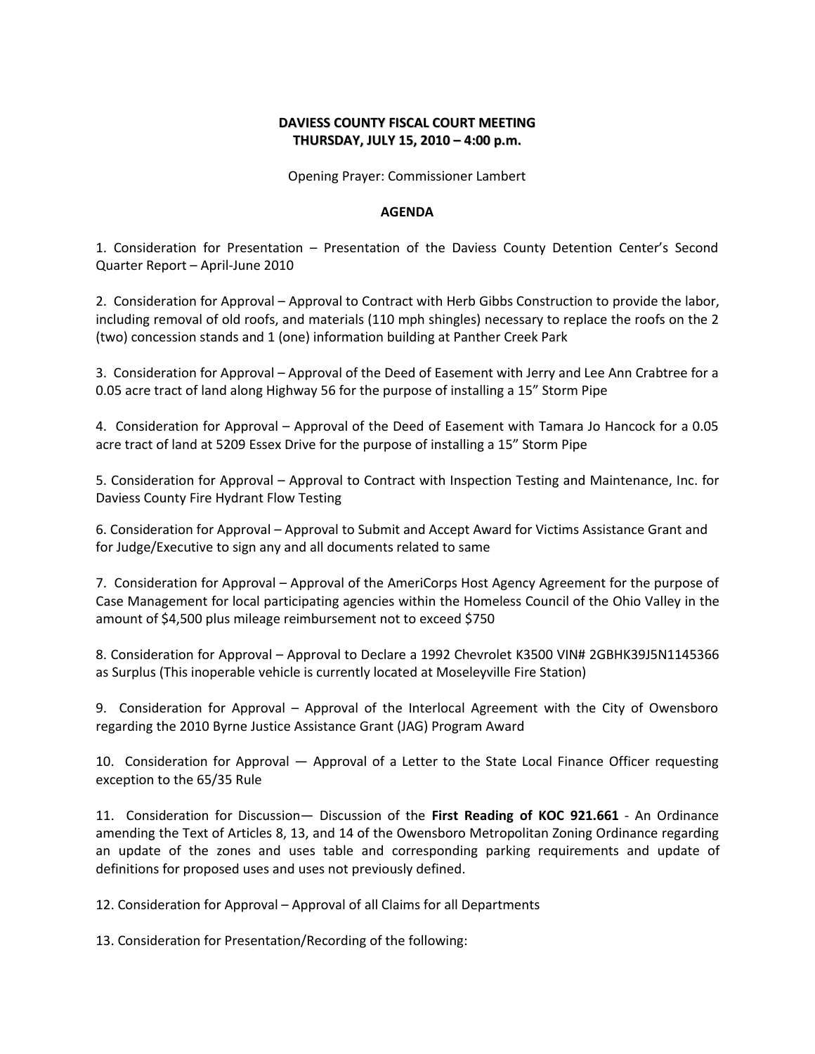**DAVIESS COUNTY FISCAL COURT MEETING**
**THURSDAY, JULY 15, 2010 – 4:00 p.m.**

Opening Prayer: Commissioner Lambert

**AGENDA**

1. Consideration for Presentation – Presentation of the Daviess County Detention Center's Second Quarter Report – April-June 2010

2. Consideration for Approval – Approval to Contract with Herb Gibbs Construction to provide the labor, including removal of old roofs, and materials (110 mph shingles) necessary to replace the roofs on the 2 (two) concession stands and 1 (one) information building at Panther Creek Park

3. Consideration for Approval – Approval of the Deed of Easement with Jerry and Lee Ann Crabtree for a 0.05 acre tract of land along Highway 56 for the purpose of installing a 15" Storm Pipe

4. Consideration for Approval – Approval of the Deed of Easement with Tamara Jo Hancock for a 0.05 acre tract of land at 5209 Essex Drive for the purpose of installing a 15" Storm Pipe

5. Consideration for Approval – Approval to Contract with Inspection Testing and Maintenance, Inc. for Daviess County Fire Hydrant Flow Testing

6. Consideration for Approval – Approval to Submit and Accept Award for Victims Assistance Grant and for Judge/Executive to sign any and all documents related to same

7. Consideration for Approval – Approval of the AmeriCorps Host Agency Agreement for the purpose of Case Management for local participating agencies within the Homeless Council of the Ohio Valley in the amount of $4,500 plus mileage reimbursement not to exceed $750

8. Consideration for Approval – Approval to Declare a 1992 Chevrolet K3500 VIN# 2GBHK39J5N1145366 as Surplus (This inoperable vehicle is currently located at Moseleyville Fire Station)

9. Consideration for Approval – Approval of the Interlocal Agreement with the City of Owensboro regarding the 2010 Byrne Justice Assistance Grant (JAG) Program Award

10. Consideration for Approval — Approval of a Letter to the State Local Finance Officer requesting exception to the 65/35 Rule

11. Consideration for Discussion— Discussion of the **First Reading of KOC 921.661** - An Ordinance amending the Text of Articles 8, 13, and 14 of the Owensboro Metropolitan Zoning Ordinance regarding an update of the zones and uses table and corresponding parking requirements and update of definitions for proposed uses and uses not previously defined.

12. Consideration for Approval – Approval of all Claims for all Departments

13. Consideration for Presentation/Recording of the following: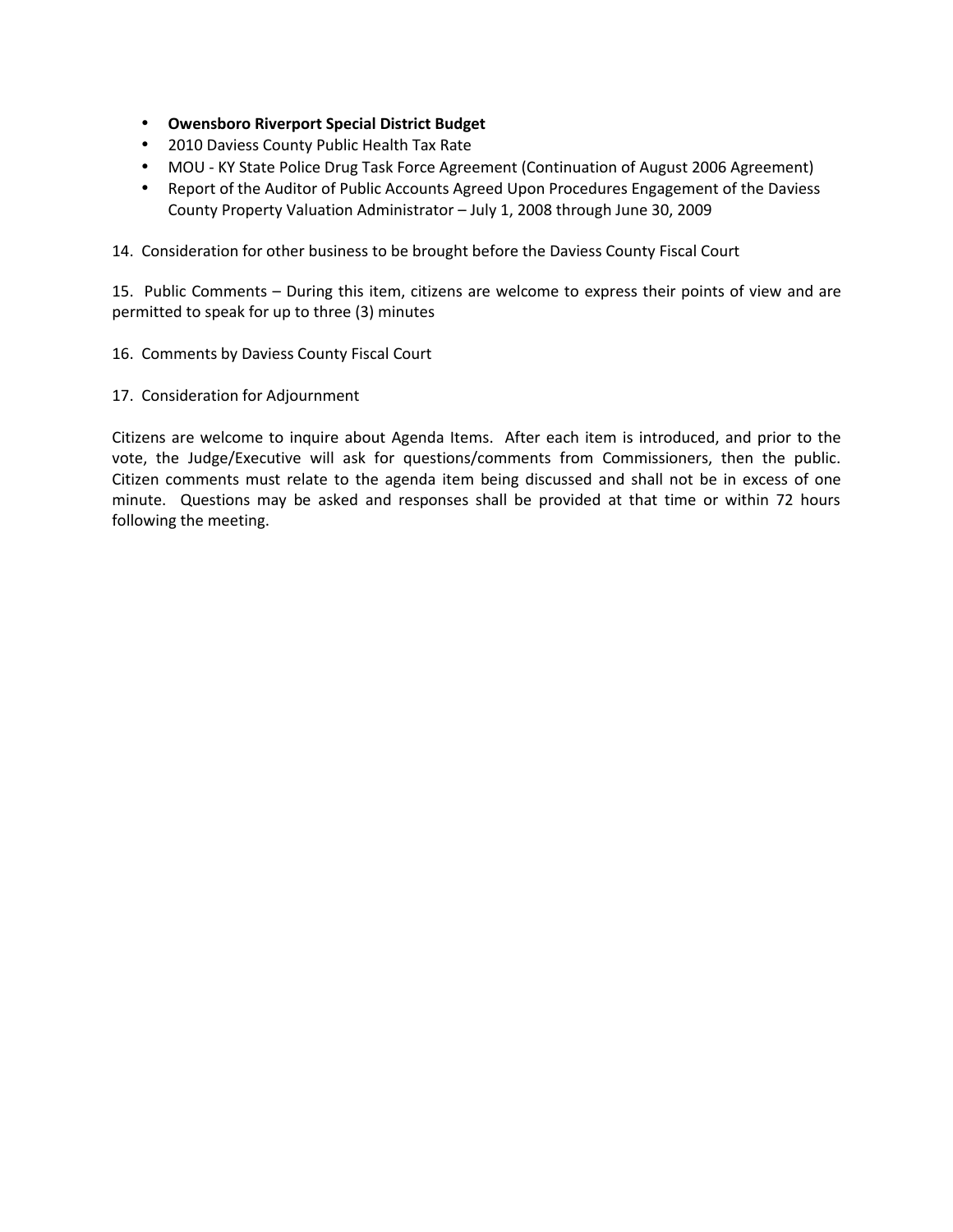- **Owensboro Riverport Special District Budget**
- 2010 Daviess County Public Health Tax Rate
- MOU - KY State Police Drug Task Force Agreement (Continuation of August 2006 Agreement)
- Report of the Auditor of Public Accounts Agreed Upon Procedures Engagement of the Daviess County Property Valuation Administrator – July 1, 2008 through June 30, 2009

14. Consideration for other business to be brought before the Daviess County Fiscal Court

15. Public Comments – During this item, citizens are welcome to express their points of view and are permitted to speak for up to three (3) minutes

16. Comments by Daviess County Fiscal Court

17. Consideration for Adjournment

Citizens are welcome to inquire about Agenda Items. After each item is introduced, and prior to the vote, the Judge/Executive will ask for questions/comments from Commissioners, then the public. Citizen comments must relate to the agenda item being discussed and shall not be in excess of one minute. Questions may be asked and responses shall be provided at that time or within 72 hours following the meeting.